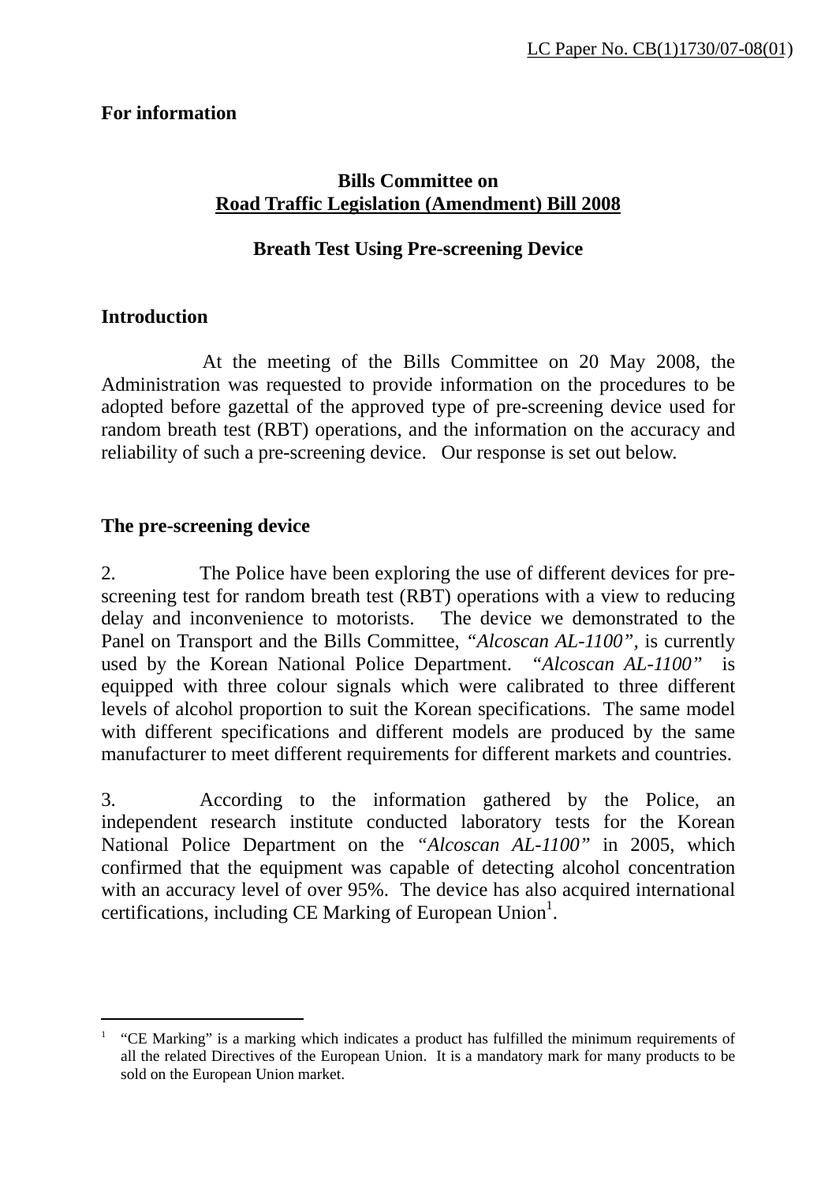LC Paper No. CB(1)1730/07-08(01)

**For information**

**Bills Committee on**
**Road Traffic Legislation (Amendment) Bill 2008**

**Breath Test Using Pre-screening Device**

## Introduction

At the meeting of the Bills Committee on 20 May 2008, the Administration was requested to provide information on the procedures to be adopted before gazettal of the approved type of pre-screening device used for random breath test (RBT) operations, and the information on the accuracy and reliability of such a pre-screening device. Our response is set out below.

## The pre-screening device

2. The Police have been exploring the use of different devices for pre-screening test for random breath test (RBT) operations with a view to reducing delay and inconvenience to motorists. The device we demonstrated to the Panel on Transport and the Bills Committee, *"Alcoscan AL-1100"*, is currently used by the Korean National Police Department. *"Alcoscan AL-1100"* is equipped with three colour signals which were calibrated to three different levels of alcohol proportion to suit the Korean specifications. The same model with different specifications and different models are produced by the same manufacturer to meet different requirements for different markets and countries.

3. According to the information gathered by the Police, an independent research institute conducted laboratory tests for the Korean National Police Department on the *"Alcoscan AL-1100"* in 2005, which confirmed that the equipment was capable of detecting alcohol concentration with an accuracy level of over 95%. The device has also acquired international certifications, including CE Marking of European Union[1].

---

[1] "CE Marking" is a marking which indicates a product has fulfilled the minimum requirements of all the related Directives of the European Union. It is a mandatory mark for many products to be sold on the European Union market.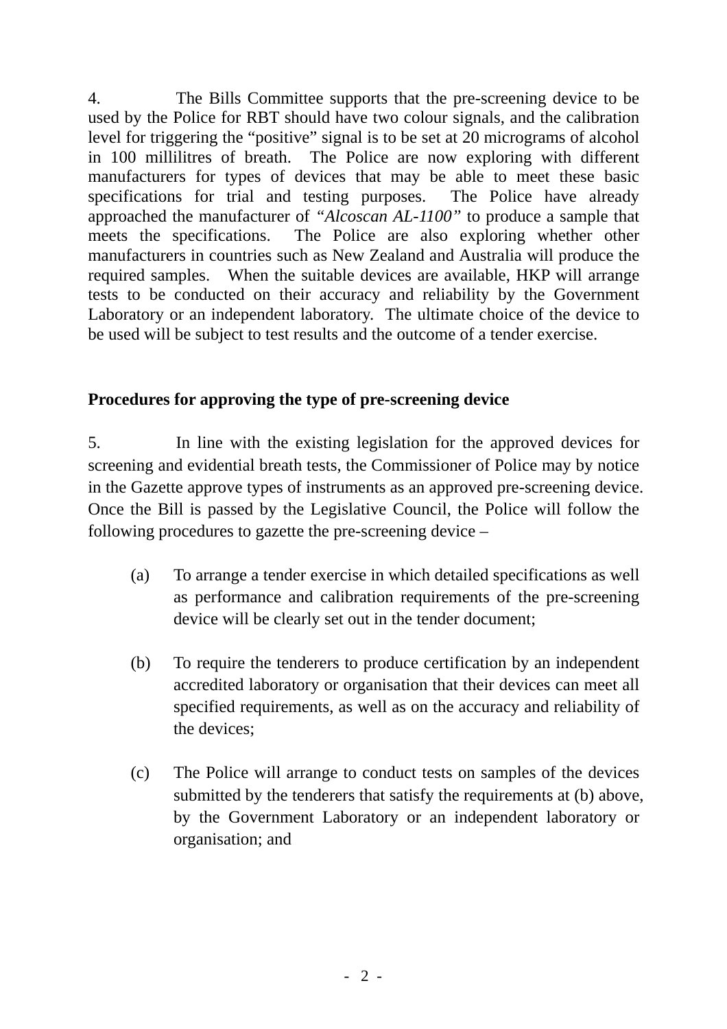4. The Bills Committee supports that the pre-screening device to be used by the Police for RBT should have two colour signals, and the calibration level for triggering the "positive" signal is to be set at 20 micrograms of alcohol in 100 millilitres of breath. The Police are now exploring with different manufacturers for types of devices that may be able to meet these basic specifications for trial and testing purposes. The Police have already approached the manufacturer of *"Alcoscan AL-1100"* to produce a sample that meets the specifications. The Police are also exploring whether other manufacturers in countries such as New Zealand and Australia will produce the required samples. When the suitable devices are available, HKP will arrange tests to be conducted on their accuracy and reliability by the Government Laboratory or an independent laboratory. The ultimate choice of the device to be used will be subject to test results and the outcome of a tender exercise.

**Procedures for approving the type of pre-screening device**

5. In line with the existing legislation for the approved devices for screening and evidential breath tests, the Commissioner of Police may by notice in the Gazette approve types of instruments as an approved pre-screening device. Once the Bill is passed by the Legislative Council, the Police will follow the following procedures to gazette the pre-screening device –

(a) To arrange a tender exercise in which detailed specifications as well as performance and calibration requirements of the pre-screening device will be clearly set out in the tender document;

(b) To require the tenderers to produce certification by an independent accredited laboratory or organisation that their devices can meet all specified requirements, as well as on the accuracy and reliability of the devices;

(c) The Police will arrange to conduct tests on samples of the devices submitted by the tenderers that satisfy the requirements at (b) above, by the Government Laboratory or an independent laboratory or organisation; and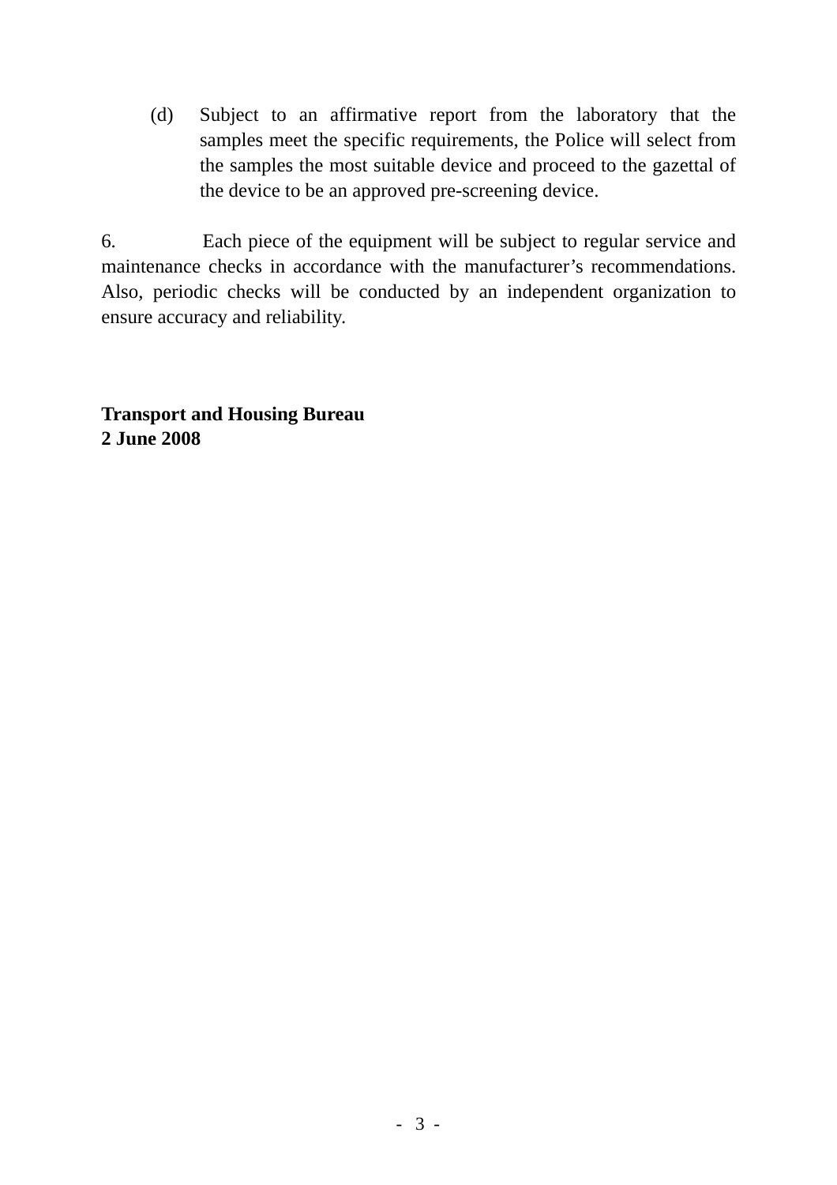(d) Subject to an affirmative report from the laboratory that the samples meet the specific requirements, the Police will select from the samples the most suitable device and proceed to the gazettal of the device to be an approved pre-screening device.

6. Each piece of the equipment will be subject to regular service and maintenance checks in accordance with the manufacturer's recommendations. Also, periodic checks will be conducted by an independent organization to ensure accuracy and reliability.

**Transport and Housing Bureau**
**2 June 2008**